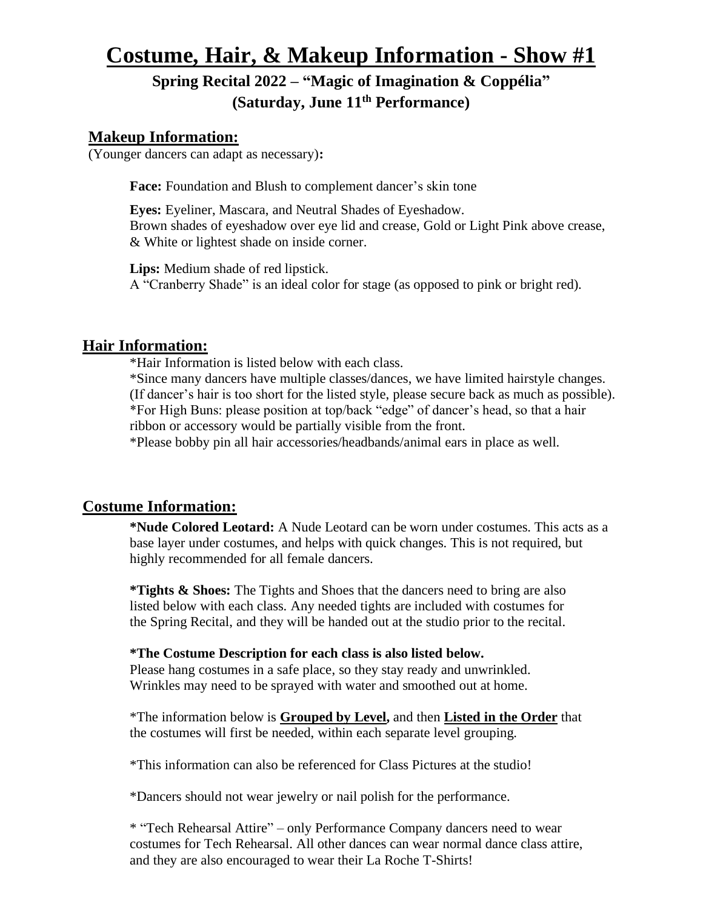# Costume, Hair, & Makeup Information - Show #1

## Spring Recital 2022 – "Magic of Imagination & Coppélia"
## (Saturday, June 11th Performance)

### Makeup Information:

(Younger dancers can adapt as necessary)**:**

**Face:** Foundation and Blush to complement dancer's skin tone

**Eyes:** Eyeliner, Mascara, and Neutral Shades of Eyeshadow.
Brown shades of eyeshadow over eye lid and crease, Gold or Light Pink above crease, & White or lightest shade on inside corner.

**Lips:** Medium shade of red lipstick.
A "Cranberry Shade" is an ideal color for stage (as opposed to pink or bright red).

### Hair Information:

*Hair Information is listed below with each class.
*Since many dancers have multiple classes/dances, we have limited hairstyle changes. (If dancer's hair is too short for the listed style, please secure back as much as possible).
*For High Buns: please position at top/back "edge" of dancer's head, so that a hair ribbon or accessory would be partially visible from the front.
*Please bobby pin all hair accessories/headbands/animal ears in place as well.

### Costume Information:

**\*Nude Colored Leotard:** A Nude Leotard can be worn under costumes. This acts as a base layer under costumes, and helps with quick changes. This is not required, but highly recommended for all female dancers.

**\*Tights & Shoes:** The Tights and Shoes that the dancers need to bring are also listed below with each class. Any needed tights are included with costumes for the Spring Recital, and they will be handed out at the studio prior to the recital.

**\*The Costume Description for each class is also listed below.**
Please hang costumes in a safe place, so they stay ready and unwrinkled.
Wrinkles may need to be sprayed with water and smoothed out at home.

*The information below is **Grouped by Level,** and then **Listed in the Order** that the costumes will first be needed, within each separate level grouping.

*This information can also be referenced for Class Pictures at the studio!

*Dancers should not wear jewelry or nail polish for the performance.

* "Tech Rehearsal Attire" – only Performance Company dancers need to wear costumes for Tech Rehearsal. All other dances can wear normal dance class attire, and they are also encouraged to wear their La Roche T-Shirts!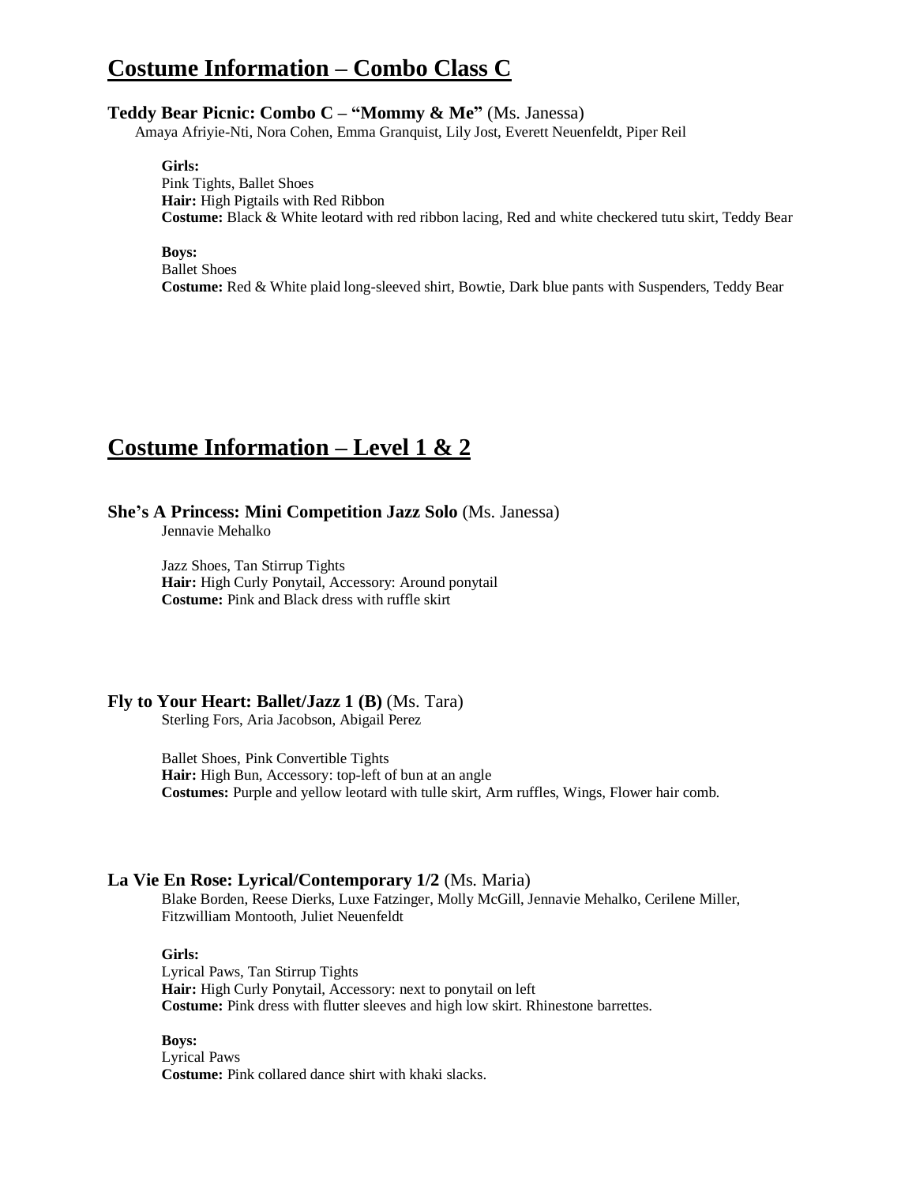# Costume Information – Combo Class C

### Teddy Bear Picnic: Combo C – "Mommy & Me" (Ms. Janessa)

Amaya Afriyie-Nti, Nora Cohen, Emma Granquist, Lily Jost, Everett Neuenfeldt, Piper Reil

**Girls:**
Pink Tights, Ballet Shoes
**Hair:** High Pigtails with Red Ribbon
**Costume:** Black & White leotard with red ribbon lacing, Red and white checkered tutu skirt, Teddy Bear

**Boys:**
Ballet Shoes
**Costume:** Red & White plaid long-sleeved shirt, Bowtie, Dark blue pants with Suspenders, Teddy Bear

# Costume Information – Level 1 & 2

### She's A Princess: Mini Competition Jazz Solo (Ms. Janessa)

Jennavie Mehalko

Jazz Shoes, Tan Stirrup Tights
**Hair:** High Curly Ponytail, Accessory: Around ponytail
**Costume:** Pink and Black dress with ruffle skirt

### Fly to Your Heart: Ballet/Jazz 1 (B) (Ms. Tara)

Sterling Fors, Aria Jacobson, Abigail Perez

Ballet Shoes, Pink Convertible Tights
**Hair:** High Bun, Accessory: top-left of bun at an angle
**Costumes:** Purple and yellow leotard with tulle skirt, Arm ruffles, Wings, Flower hair comb.

### La Vie En Rose: Lyrical/Contemporary 1/2 (Ms. Maria)

Blake Borden, Reese Dierks, Luxe Fatzinger, Molly McGill, Jennavie Mehalko, Cerilene Miller, Fitzwilliam Montooth, Juliet Neuenfeldt

**Girls:**
Lyrical Paws, Tan Stirrup Tights
**Hair:** High Curly Ponytail, Accessory: next to ponytail on left
**Costume:** Pink dress with flutter sleeves and high low skirt. Rhinestone barrettes.

**Boys:**
Lyrical Paws
**Costume:** Pink collared dance shirt with khaki slacks.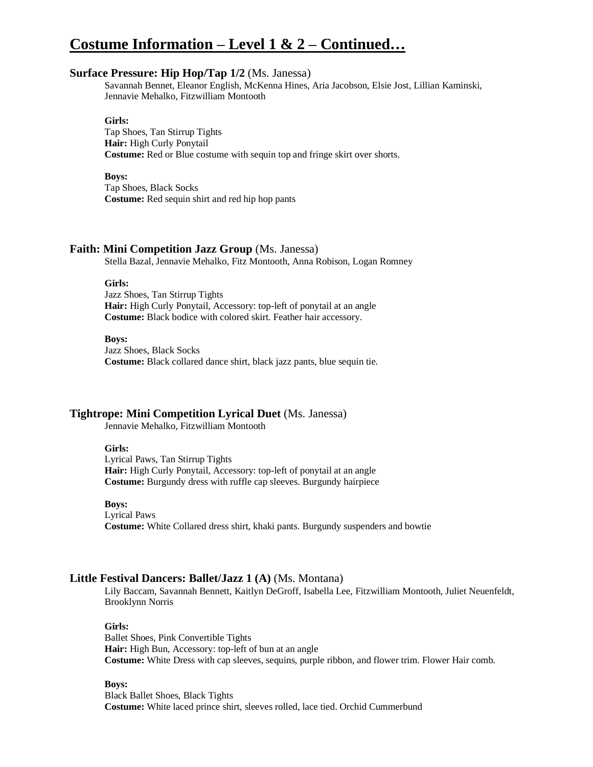# Costume Information – Level 1 & 2 – Continued…

### **Surface Pressure: Hip Hop/Tap 1/2** (Ms. Janessa)

Savannah Bennet, Eleanor English, McKenna Hines, Aria Jacobson, Elsie Jost, Lillian Kaminski, Jennavie Mehalko, Fitzwilliam Montooth

**Girls:**
Tap Shoes, Tan Stirrup Tights
**Hair:** High Curly Ponytail
**Costume:** Red or Blue costume with sequin top and fringe skirt over shorts.

**Boys:**
Tap Shoes, Black Socks
**Costume:** Red sequin shirt and red hip hop pants

### **Faith: Mini Competition Jazz Group** (Ms. Janessa)

Stella Bazal, Jennavie Mehalko, Fitz Montooth, Anna Robison, Logan Romney

**Girls:**
Jazz Shoes, Tan Stirrup Tights
**Hair:** High Curly Ponytail, Accessory: top-left of ponytail at an angle
**Costume:** Black bodice with colored skirt. Feather hair accessory.

**Boys:**
Jazz Shoes, Black Socks
**Costume:** Black collared dance shirt, black jazz pants, blue sequin tie.

### **Tightrope: Mini Competition Lyrical Duet** (Ms. Janessa)

Jennavie Mehalko, Fitzwilliam Montooth

**Girls:**
Lyrical Paws, Tan Stirrup Tights
**Hair:** High Curly Ponytail, Accessory: top-left of ponytail at an angle
**Costume:** Burgundy dress with ruffle cap sleeves. Burgundy hairpiece

**Boys:**
Lyrical Paws
**Costume:** White Collared dress shirt, khaki pants. Burgundy suspenders and bowtie

### **Little Festival Dancers: Ballet/Jazz 1 (A)** (Ms. Montana)

Lily Baccam, Savannah Bennett, Kaitlyn DeGroff, Isabella Lee, Fitzwilliam Montooth, Juliet Neuenfeldt, Brooklynn Norris

**Girls:**
Ballet Shoes, Pink Convertible Tights
**Hair:** High Bun, Accessory: top-left of bun at an angle
**Costume:** White Dress with cap sleeves, sequins, purple ribbon, and flower trim. Flower Hair comb.

**Boys:**
Black Ballet Shoes, Black Tights
**Costume:** White laced prince shirt, sleeves rolled, lace tied. Orchid Cummerbund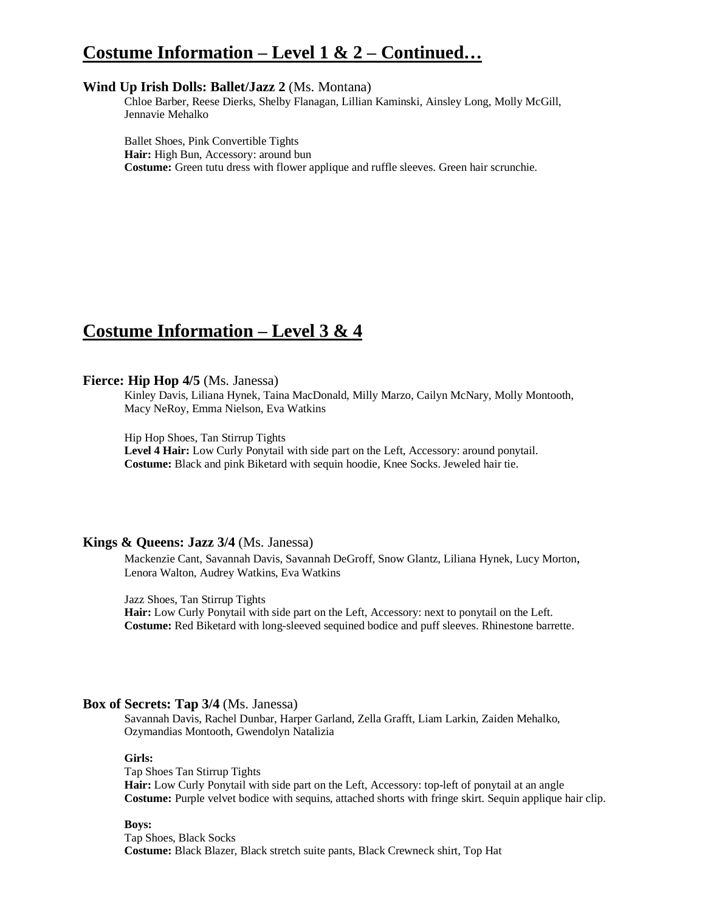## Costume Information – Level 1 & 2 – Continued…

**Wind Up Irish Dolls: Ballet/Jazz 2** (Ms. Montana)
Chloe Barber, Reese Dierks, Shelby Flanagan, Lillian Kaminski, Ainsley Long, Molly McGill, Jennavie Mehalko

Ballet Shoes, Pink Convertible Tights
**Hair:** High Bun, Accessory: around bun
**Costume:** Green tutu dress with flower applique and ruffle sleeves. Green hair scrunchie.

## Costume Information – Level 3 & 4

**Fierce: Hip Hop 4/5** (Ms. Janessa)
Kinley Davis, Liliana Hynek, Taina MacDonald, Milly Marzo, Cailyn McNary, Molly Montooth, Macy NeRoy, Emma Nielson, Eva Watkins

Hip Hop Shoes, Tan Stirrup Tights
**Level 4 Hair:** Low Curly Ponytail with side part on the Left, Accessory: around ponytail.
**Costume:** Black and pink Biketard with sequin hoodie, Knee Socks. Jeweled hair tie.

**Kings & Queens: Jazz 3/4** (Ms. Janessa)
Mackenzie Cant, Savannah Davis, Savannah DeGroff, Snow Glantz, Liliana Hynek, Lucy Morton, Lenora Walton, Audrey Watkins, Eva Watkins

Jazz Shoes, Tan Stirrup Tights
**Hair:** Low Curly Ponytail with side part on the Left, Accessory: next to ponytail on the Left.
**Costume:** Red Biketard with long-sleeved sequined bodice and puff sleeves. Rhinestone barrette.

**Box of Secrets: Tap 3/4** (Ms. Janessa)
Savannah Davis, Rachel Dunbar, Harper Garland, Zella Grafft, Liam Larkin, Zaiden Mehalko, Ozymandias Montooth, Gwendolyn Natalizia

**Girls:**
Tap Shoes Tan Stirrup Tights
**Hair:** Low Curly Ponytail with side part on the Left, Accessory: top-left of ponytail at an angle
**Costume:** Purple velvet bodice with sequins, attached shorts with fringe skirt. Sequin applique hair clip.

**Boys:**
Tap Shoes, Black Socks
**Costume:** Black Blazer, Black stretch suite pants, Black Crewneck shirt, Top Hat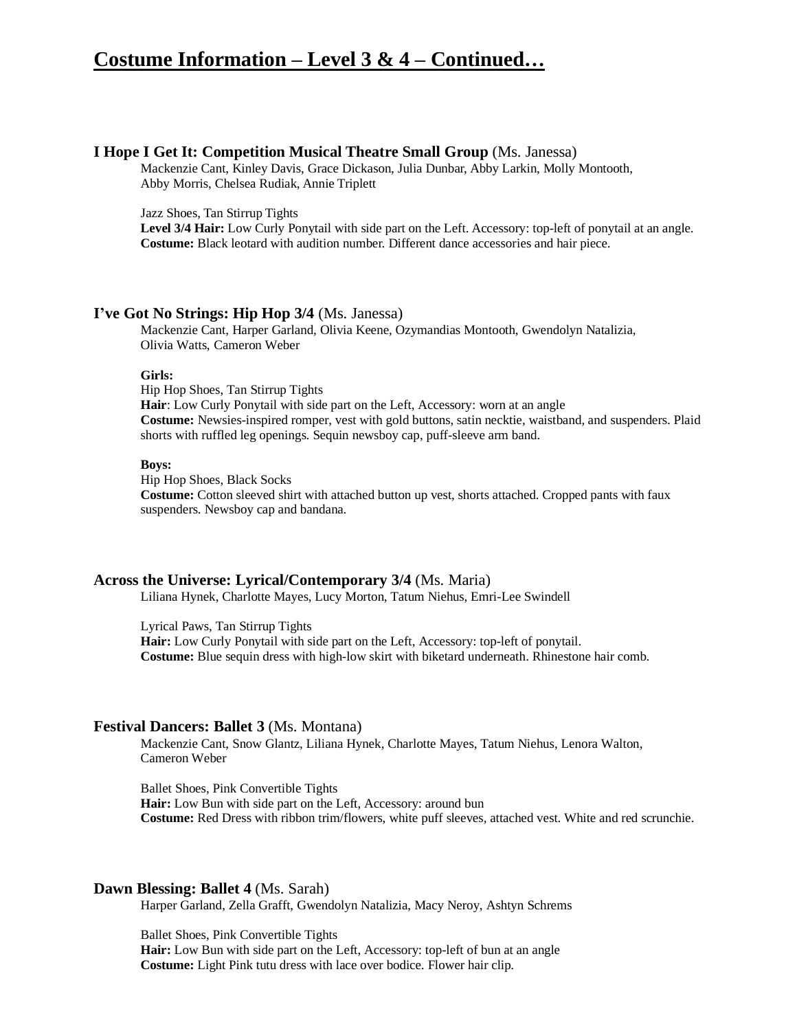# Costume Information – Level 3 & 4 – Continued…

### **I Hope I Get It: Competition Musical Theatre Small Group** (Ms. Janessa)

Mackenzie Cant, Kinley Davis, Grace Dickason, Julia Dunbar, Abby Larkin, Molly Montooth, Abby Morris, Chelsea Rudiak, Annie Triplett

Jazz Shoes, Tan Stirrup Tights
**Level 3/4 Hair:** Low Curly Ponytail with side part on the Left. Accessory: top-left of ponytail at an angle.
**Costume:** Black leotard with audition number. Different dance accessories and hair piece.

### **I've Got No Strings: Hip Hop 3/4** (Ms. Janessa)

Mackenzie Cant, Harper Garland, Olivia Keene, Ozymandias Montooth, Gwendolyn Natalizia, Olivia Watts, Cameron Weber

**Girls:**
Hip Hop Shoes, Tan Stirrup Tights
**Hair**: Low Curly Ponytail with side part on the Left, Accessory: worn at an angle
**Costume:** Newsies-inspired romper, vest with gold buttons, satin necktie, waistband, and suspenders. Plaid shorts with ruffled leg openings. Sequin newsboy cap, puff-sleeve arm band.

**Boys:**
Hip Hop Shoes, Black Socks
**Costume:** Cotton sleeved shirt with attached button up vest, shorts attached. Cropped pants with faux suspenders. Newsboy cap and bandana.

### **Across the Universe: Lyrical/Contemporary 3/4** (Ms. Maria)

Liliana Hynek, Charlotte Mayes, Lucy Morton, Tatum Niehus, Emri-Lee Swindell

Lyrical Paws, Tan Stirrup Tights
**Hair:** Low Curly Ponytail with side part on the Left, Accessory: top-left of ponytail.
**Costume:** Blue sequin dress with high-low skirt with biketard underneath. Rhinestone hair comb.

### **Festival Dancers: Ballet 3** (Ms. Montana)

Mackenzie Cant, Snow Glantz, Liliana Hynek, Charlotte Mayes, Tatum Niehus, Lenora Walton, Cameron Weber

Ballet Shoes, Pink Convertible Tights
**Hair:** Low Bun with side part on the Left, Accessory: around bun
**Costume:** Red Dress with ribbon trim/flowers, white puff sleeves, attached vest. White and red scrunchie.

### **Dawn Blessing: Ballet 4** (Ms. Sarah)

Harper Garland, Zella Grafft, Gwendolyn Natalizia, Macy Neroy, Ashtyn Schrems

Ballet Shoes, Pink Convertible Tights
**Hair:** Low Bun with side part on the Left, Accessory: top-left of bun at an angle
**Costume:** Light Pink tutu dress with lace over bodice. Flower hair clip.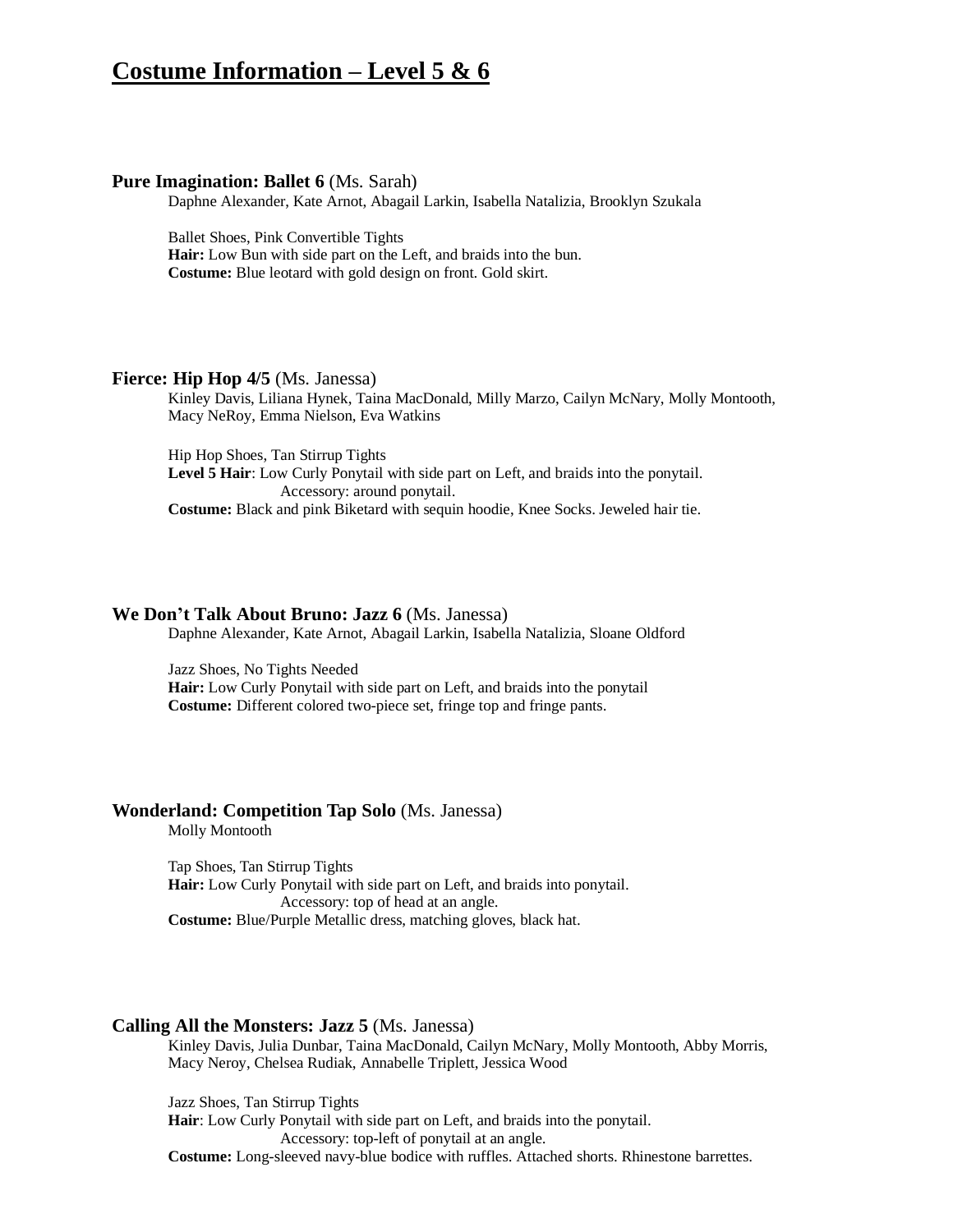# Costume Information – Level 5 & 6

**Pure Imagination: Ballet 6** (Ms. Sarah)

Daphne Alexander, Kate Arnot, Abagail Larkin, Isabella Natalizia, Brooklyn Szukala

Ballet Shoes, Pink Convertible Tights
**Hair:** Low Bun with side part on the Left, and braids into the bun.
**Costume:** Blue leotard with gold design on front. Gold skirt.

**Fierce: Hip Hop 4/5** (Ms. Janessa)

Kinley Davis, Liliana Hynek, Taina MacDonald, Milly Marzo, Cailyn McNary, Molly Montooth, Macy NeRoy, Emma Nielson, Eva Watkins

Hip Hop Shoes, Tan Stirrup Tights
**Level 5 Hair**: Low Curly Ponytail with side part on Left, and braids into the ponytail.
Accessory: around ponytail.
**Costume:** Black and pink Biketard with sequin hoodie, Knee Socks. Jeweled hair tie.

**We Don't Talk About Bruno: Jazz 6** (Ms. Janessa)

Daphne Alexander, Kate Arnot, Abagail Larkin, Isabella Natalizia, Sloane Oldford

Jazz Shoes, No Tights Needed
**Hair:** Low Curly Ponytail with side part on Left, and braids into the ponytail
**Costume:** Different colored two-piece set, fringe top and fringe pants.

**Wonderland: Competition Tap Solo** (Ms. Janessa)

Molly Montooth

Tap Shoes, Tan Stirrup Tights
**Hair:** Low Curly Ponytail with side part on Left, and braids into ponytail.
Accessory: top of head at an angle.
**Costume:** Blue/Purple Metallic dress, matching gloves, black hat.

**Calling All the Monsters: Jazz 5** (Ms. Janessa)

Kinley Davis, Julia Dunbar, Taina MacDonald, Cailyn McNary, Molly Montooth, Abby Morris, Macy Neroy, Chelsea Rudiak, Annabelle Triplett, Jessica Wood

Jazz Shoes, Tan Stirrup Tights
**Hair**: Low Curly Ponytail with side part on Left, and braids into the ponytail.
Accessory: top-left of ponytail at an angle.
**Costume:** Long-sleeved navy-blue bodice with ruffles. Attached shorts. Rhinestone barrettes.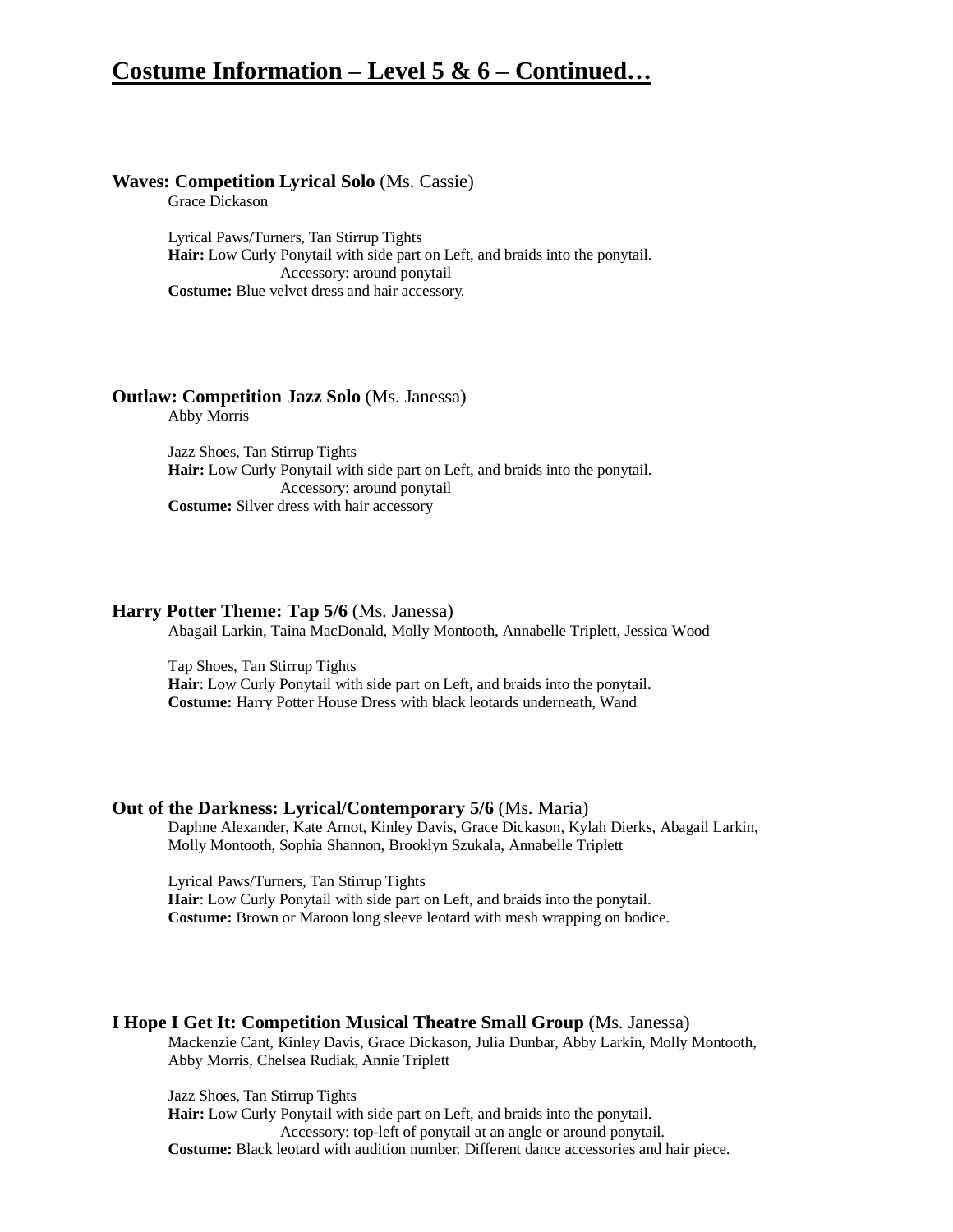# Costume Information – Level 5 & 6 – Continued…

**Waves: Competition Lyrical Solo** (Ms. Cassie)
Grace Dickason

Lyrical Paws/Turners, Tan Stirrup Tights
**Hair:** Low Curly Ponytail with side part on Left, and braids into the ponytail.
Accessory: around ponytail
**Costume:** Blue velvet dress and hair accessory.

**Outlaw: Competition Jazz Solo** (Ms. Janessa)
Abby Morris

Jazz Shoes, Tan Stirrup Tights
**Hair:** Low Curly Ponytail with side part on Left, and braids into the ponytail.
Accessory: around ponytail
**Costume:** Silver dress with hair accessory

**Harry Potter Theme: Tap 5/6** (Ms. Janessa)
Abagail Larkin, Taina MacDonald, Molly Montooth, Annabelle Triplett, Jessica Wood

Tap Shoes, Tan Stirrup Tights
**Hair**: Low Curly Ponytail with side part on Left, and braids into the ponytail.
**Costume:** Harry Potter House Dress with black leotards underneath, Wand

**Out of the Darkness: Lyrical/Contemporary 5/6** (Ms. Maria)
Daphne Alexander, Kate Arnot, Kinley Davis, Grace Dickason, Kylah Dierks, Abagail Larkin, Molly Montooth, Sophia Shannon, Brooklyn Szukala, Annabelle Triplett

Lyrical Paws/Turners, Tan Stirrup Tights
**Hair**: Low Curly Ponytail with side part on Left, and braids into the ponytail.
**Costume:** Brown or Maroon long sleeve leotard with mesh wrapping on bodice.

**I Hope I Get It: Competition Musical Theatre Small Group** (Ms. Janessa)
Mackenzie Cant, Kinley Davis, Grace Dickason, Julia Dunbar, Abby Larkin, Molly Montooth, Abby Morris, Chelsea Rudiak, Annie Triplett

Jazz Shoes, Tan Stirrup Tights
**Hair:** Low Curly Ponytail with side part on Left, and braids into the ponytail.
Accessory: top-left of ponytail at an angle or around ponytail.
**Costume:** Black leotard with audition number. Different dance accessories and hair piece.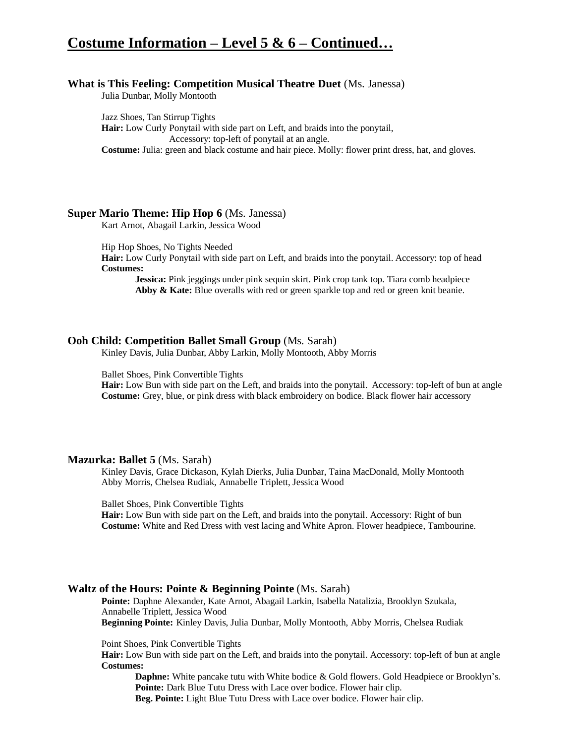# Costume Information – Level 5 & 6 – Continued…

**What is This Feeling: Competition Musical Theatre Duet** (Ms. Janessa)
Julia Dunbar, Molly Montooth

Jazz Shoes, Tan Stirrup Tights
**Hair:** Low Curly Ponytail with side part on Left, and braids into the ponytail,
Accessory: top-left of ponytail at an angle.
**Costume:** Julia: green and black costume and hair piece. Molly: flower print dress, hat, and gloves.

**Super Mario Theme: Hip Hop 6** (Ms. Janessa)
Kart Arnot, Abagail Larkin, Jessica Wood

Hip Hop Shoes, No Tights Needed
**Hair:** Low Curly Ponytail with side part on Left, and braids into the ponytail. Accessory: top of head
**Costumes:**
- **Jessica:** Pink jeggings under pink sequin skirt. Pink crop tank top. Tiara comb headpiece
- **Abby & Kate:** Blue overalls with red or green sparkle top and red or green knit beanie.

**Ooh Child: Competition Ballet Small Group** (Ms. Sarah)
Kinley Davis, Julia Dunbar, Abby Larkin, Molly Montooth, Abby Morris

Ballet Shoes, Pink Convertible Tights
**Hair:** Low Bun with side part on the Left, and braids into the ponytail. Accessory: top-left of bun at angle
**Costume:** Grey, blue, or pink dress with black embroidery on bodice. Black flower hair accessory

**Mazurka: Ballet 5** (Ms. Sarah)
Kinley Davis, Grace Dickason, Kylah Dierks, Julia Dunbar, Taina MacDonald, Molly Montooth
Abby Morris, Chelsea Rudiak, Annabelle Triplett, Jessica Wood

Ballet Shoes, Pink Convertible Tights
**Hair:** Low Bun with side part on the Left, and braids into the ponytail. Accessory: Right of bun
**Costume:** White and Red Dress with vest lacing and White Apron. Flower headpiece, Tambourine.

**Waltz of the Hours: Pointe & Beginning Pointe** (Ms. Sarah)
**Pointe:** Daphne Alexander, Kate Arnot, Abagail Larkin, Isabella Natalizia, Brooklyn Szukala,
Annabelle Triplett, Jessica Wood
**Beginning Pointe:** Kinley Davis, Julia Dunbar, Molly Montooth, Abby Morris, Chelsea Rudiak

Point Shoes, Pink Convertible Tights
**Hair:** Low Bun with side part on the Left, and braids into the ponytail. Accessory: top-left of bun at angle
**Costumes:**
- **Daphne:** White pancake tutu with White bodice & Gold flowers. Gold Headpiece or Brooklyn's.
- **Pointe:** Dark Blue Tutu Dress with Lace over bodice. Flower hair clip.
- **Beg. Pointe:** Light Blue Tutu Dress with Lace over bodice. Flower hair clip.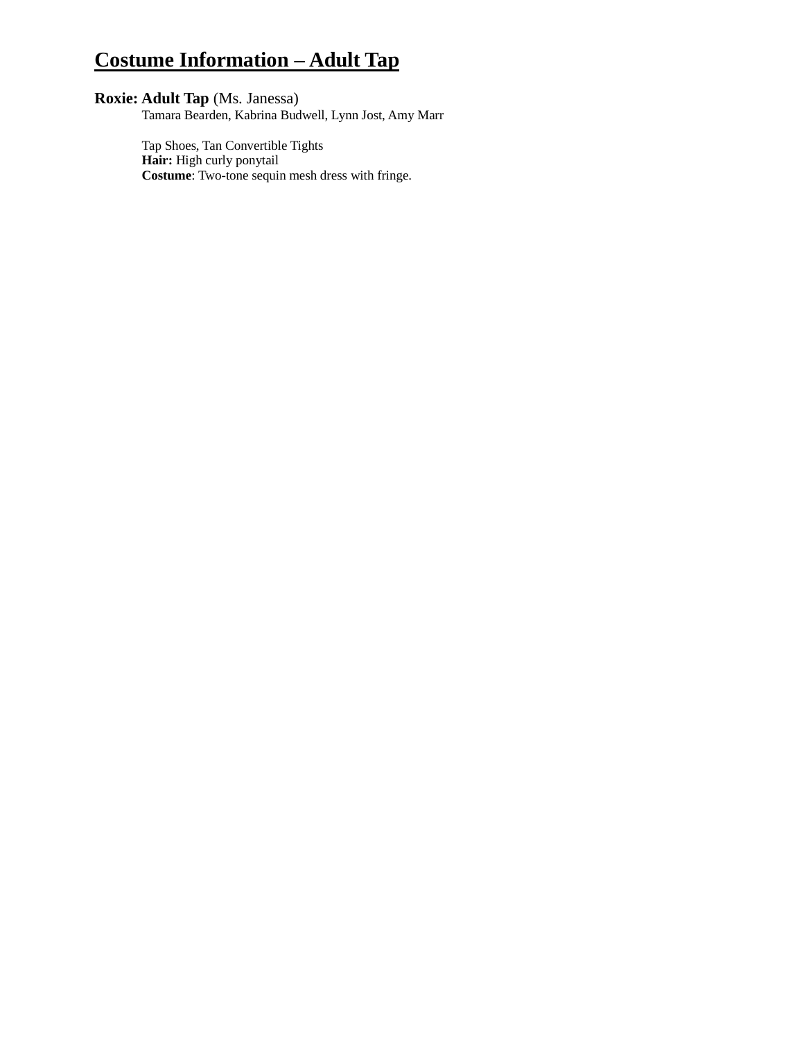# Costume Information – Adult Tap

**Roxie: Adult Tap** (Ms. Janessa)

Tamara Bearden, Kabrina Budwell, Lynn Jost, Amy Marr

Tap Shoes, Tan Convertible Tights
**Hair:** High curly ponytail
**Costume**: Two-tone sequin mesh dress with fringe.